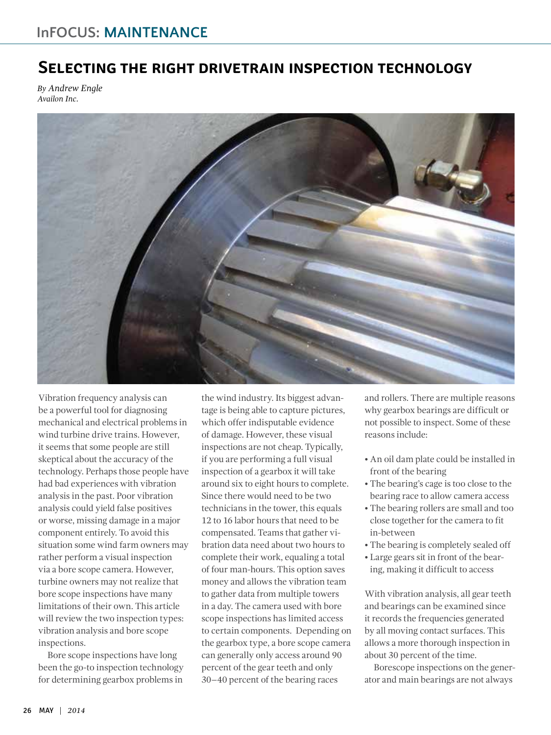# Selecting the right drivetrain inspection technology

*By Andrew Engle*
*Availon Inc.*

Vibration frequency analysis can be a powerful tool for diagnosing mechanical and electrical problems in wind turbine drive trains. However, it seems that some people are still skeptical about the accuracy of the technology. Perhaps those people have had bad experiences with vibration analysis in the past. Poor vibration analysis could yield false positives or worse, missing damage in a major component entirely. To avoid this situation some wind farm owners may rather perform a visual inspection via a bore scope camera. However, turbine owners may not realize that bore scope inspections have many limitations of their own. This article will review the two inspection types: vibration analysis and bore scope inspections.

Bore scope inspections have long been the go-to inspection technology for determining gearbox problems in the wind industry. Its biggest advantage is being able to capture pictures, which offer indisputable evidence of damage. However, these visual inspections are not cheap. Typically, if you are performing a full visual inspection of a gearbox it will take around six to eight hours to complete. Since there would need to be two technicians in the tower, this equals 12 to 16 labor hours that need to be compensated. Teams that gather vibration data need about two hours to complete their work, equaling a total of four man-hours. This option saves money and allows the vibration team to gather data from multiple towers in a day. The camera used with bore scope inspections has limited access to certain components. Depending on the gearbox type, a bore scope camera can generally only access around 90 percent of the gear teeth and only 30–40 percent of the bearing races and rollers. There are multiple reasons why gearbox bearings are difficult or not possible to inspect. Some of these reasons include:

- An oil dam plate could be installed in front of the bearing
- The bearing's cage is too close to the bearing race to allow camera access
- The bearing rollers are small and too close together for the camera to fit in-between
- The bearing is completely sealed off
- Large gears sit in front of the bearing, making it difficult to access

With vibration analysis, all gear teeth and bearings can be examined since it records the frequencies generated by all moving contact surfaces. This allows a more thorough inspection in about 30 percent of the time.

Borescope inspections on the generator and main bearings are not always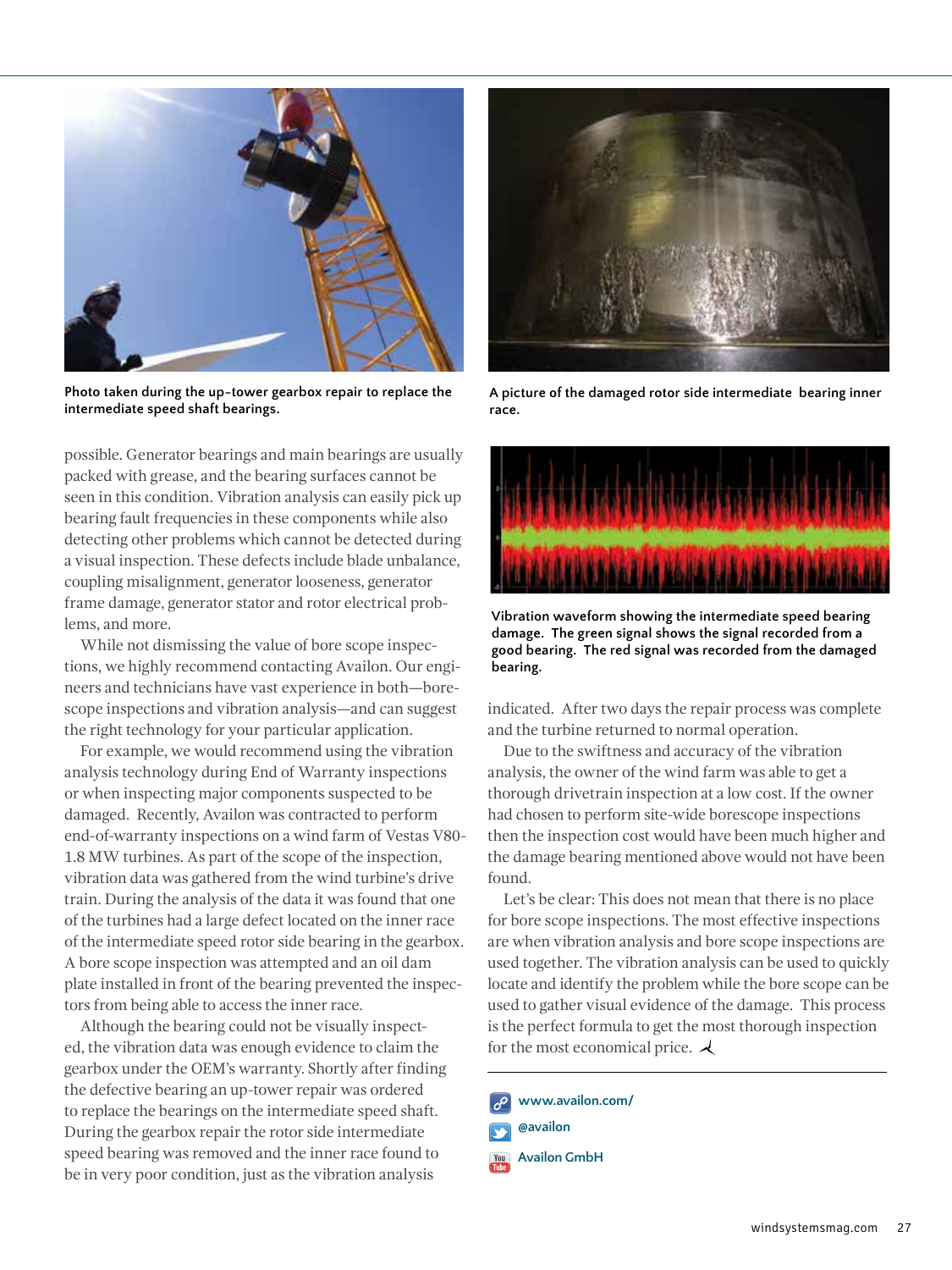Photo taken during the up-tower gearbox repair to replace the intermediate speed shaft bearings.

A picture of the damaged rotor side intermediate bearing inner race.

possible. Generator bearings and main bearings are usually packed with grease, and the bearing surfaces cannot be seen in this condition. Vibration analysis can easily pick up bearing fault frequencies in these components while also detecting other problems which cannot be detected during a visual inspection. These defects include blade unbalance, coupling misalignment, generator looseness, generator frame damage, generator stator and rotor electrical problems, and more.

While not dismissing the value of bore scope inspections, we highly recommend contacting Availon. Our engineers and technicians have vast experience in both—borescope inspections and vibration analysis—and can suggest the right technology for your particular application.

For example, we would recommend using the vibration analysis technology during End of Warranty inspections or when inspecting major components suspected to be damaged. Recently, Availon was contracted to perform end-of-warranty inspections on a wind farm of Vestas V80-1.8 MW turbines. As part of the scope of the inspection, vibration data was gathered from the wind turbine's drive train. During the analysis of the data it was found that one of the turbines had a large defect located on the inner race of the intermediate speed rotor side bearing in the gearbox. A bore scope inspection was attempted and an oil dam plate installed in front of the bearing prevented the inspectors from being able to access the inner race.

Although the bearing could not be visually inspected, the vibration data was enough evidence to claim the gearbox under the OEM's warranty. Shortly after finding the defective bearing an up-tower repair was ordered to replace the bearings on the intermediate speed shaft. During the gearbox repair the rotor side intermediate speed bearing was removed and the inner race found to be in very poor condition, just as the vibration analysis indicated. After two days the repair process was complete and the turbine returned to normal operation.

Vibration waveform showing the intermediate speed bearing damage. The green signal shows the signal recorded from a good bearing. The red signal was recorded from the damaged bearing.

Due to the swiftness and accuracy of the vibration analysis, the owner of the wind farm was able to get a thorough drivetrain inspection at a low cost. If the owner had chosen to perform site-wide borescope inspections then the inspection cost would have been much higher and the damage bearing mentioned above would not have been found.

Let's be clear: This does not mean that there is no place for bore scope inspections. The most effective inspections are when vibration analysis and bore scope inspections are used together. The vibration analysis can be used to quickly locate and identify the problem while the bore scope can be used to gather visual evidence of the damage. This process is the perfect formula to get the most thorough inspection for the most economical price.

www.availon.com/

@availon

Availon GmbH